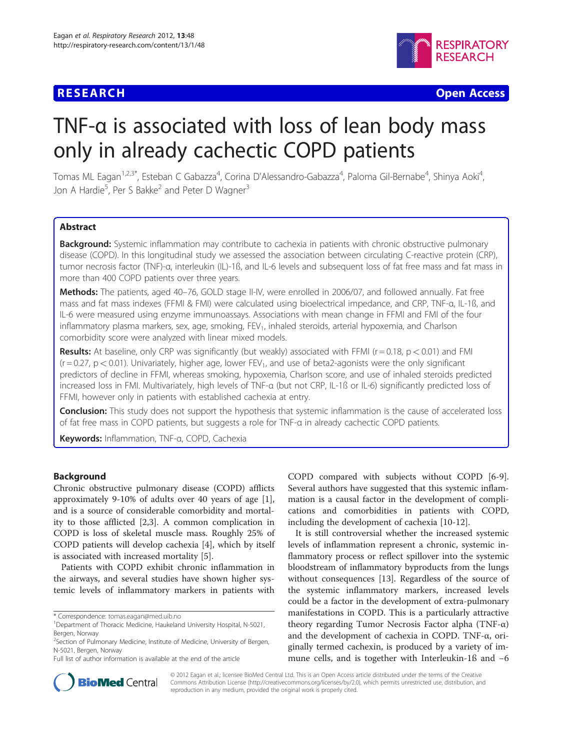**RESEARCH** **Open Access**

# TNF-α is associated with loss of lean body mass only in already cachectic COPD patients

Tomas ML Eagan[1,2,3*], Esteban C Gabazza[4], Corina D'Alessandro-Gabazza[4], Paloma Gil-Bernabe[4], Shinya Aoki[4], Jon A Hardie[5], Per S Bakke[2] and Peter D Wagner[3]

## Abstract

**Background:** Systemic inflammation may contribute to cachexia in patients with chronic obstructive pulmonary disease (COPD). In this longitudinal study we assessed the association between circulating C-reactive protein (CRP), tumor necrosis factor (TNF)-α, interleukin (IL)-1ß, and IL-6 levels and subsequent loss of fat free mass and fat mass in more than 400 COPD patients over three years.

**Methods:** The patients, aged 40–76, GOLD stage II-IV, were enrolled in 2006/07, and followed annually. Fat free mass and fat mass indexes (FFMI & FMI) were calculated using bioelectrical impedance, and CRP, TNF-α, IL-1ß, and IL-6 were measured using enzyme immunoassays. Associations with mean change in FFMI and FMI of the four inflammatory plasma markers, sex, age, smoking, $FEV_1$, inhaled steroids, arterial hypoxemia, and Charlson comorbidity score were analyzed with linear mixed models.

**Results:** At baseline, only CRP was significantly (but weakly) associated with FFMI ($r = 0.18$, $p < 0.01$) and FMI ($r = 0.27$, $p < 0.01$). Univariately, higher age, lower $FEV_1$, and use of beta2-agonists were the only significant predictors of decline in FFMI, whereas smoking, hypoxemia, Charlson score, and use of inhaled steroids predicted increased loss in FMI. Multivariately, high levels of TNF-α (but not CRP, IL-1ß or IL-6) significantly predicted loss of FFMI, however only in patients with established cachexia at entry.

**Conclusion:** This study does not support the hypothesis that systemic inflammation is the cause of accelerated loss of fat free mass in COPD patients, but suggests a role for TNF-α in already cachectic COPD patients.

**Keywords:** Inflammation, TNF-α, COPD, Cachexia

## Background

Chronic obstructive pulmonary disease (COPD) afflicts approximately 9-10% of adults over 40 years of age [1], and is a source of considerable comorbidity and mortality to those afflicted [2,3]. A common complication in COPD is loss of skeletal muscle mass. Roughly 25% of COPD patients will develop cachexia [4], which by itself is associated with increased mortality [5].

Patients with COPD exhibit chronic inflammation in the airways, and several studies have shown higher systemic levels of inflammatory markers in patients with COPD compared with subjects without COPD [6-9]. Several authors have suggested that this systemic inflammation is a causal factor in the development of complications and comorbidities in patients with COPD, including the development of cachexia [10-12].

It is still controversial whether the increased systemic levels of inflammation represent a chronic, systemic inflammatory process or reflect spillover into the systemic bloodstream of inflammatory byproducts from the lungs without consequences [13]. Regardless of the source of the systemic inflammatory markers, increased levels could be a factor in the development of extra-pulmonary manifestations in COPD. This is a particularly attractive theory regarding Tumor Necrosis Factor alpha (TNF-α) and the development of cachexia in COPD. TNF-α, originally termed cachexin, is produced by a variety of immune cells, and is together with Interleukin-1ß and −6

\* Correspondence: tomas.eagan@med.uib.no
[1]Department of Thoracic Medicine, Haukeland University Hospital, N-5021, Bergen, Norway
[2]Section of Pulmonary Medicine, Institute of Medicine, University of Bergen, N-5021, Bergen, Norway
Full list of author information is available at the end of the article

© 2012 Eagan et al.; licensee BioMed Central Ltd. This is an Open Access article distributed under the terms of the Creative Commons Attribution License (http://creativecommons.org/licenses/by/2.0), which permits unrestricted use, distribution, and reproduction in any medium, provided the original work is properly cited.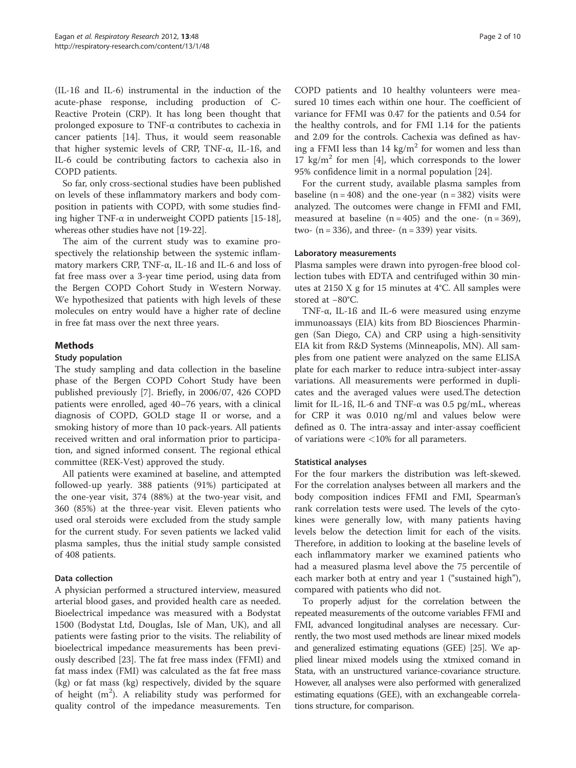(IL-1ß and IL-6) instrumental in the induction of the acute-phase response, including production of C-Reactive Protein (CRP). It has long been thought that prolonged exposure to TNF-α contributes to cachexia in cancer patients [14]. Thus, it would seem reasonable that higher systemic levels of CRP, TNF-α, IL-1ß, and IL-6 could be contributing factors to cachexia also in COPD patients.

So far, only cross-sectional studies have been published on levels of these inflammatory markers and body composition in patients with COPD, with some studies finding higher TNF-α in underweight COPD patients [15-18], whereas other studies have not [19-22].

The aim of the current study was to examine prospectively the relationship between the systemic inflammatory markers CRP, TNF-α, IL-1ß and IL-6 and loss of fat free mass over a 3-year time period, using data from the Bergen COPD Cohort Study in Western Norway. We hypothesized that patients with high levels of these molecules on entry would have a higher rate of decline in free fat mass over the next three years.

## Methods

### Study population

The study sampling and data collection in the baseline phase of the Bergen COPD Cohort Study have been published previously [7]. Briefly, in 2006/07, 426 COPD patients were enrolled, aged 40–76 years, with a clinical diagnosis of COPD, GOLD stage II or worse, and a smoking history of more than 10 pack-years. All patients received written and oral information prior to participation, and signed informed consent. The regional ethical committee (REK-Vest) approved the study.

All patients were examined at baseline, and attempted followed-up yearly. 388 patients (91%) participated at the one-year visit, 374 (88%) at the two-year visit, and 360 (85%) at the three-year visit. Eleven patients who used oral steroids were excluded from the study sample for the current study. For seven patients we lacked valid plasma samples, thus the initial study sample consisted of 408 patients.

### Data collection

A physician performed a structured interview, measured arterial blood gases, and provided health care as needed. Bioelectrical impedance was measured with a Bodystat 1500 (Bodystat Ltd, Douglas, Isle of Man, UK), and all patients were fasting prior to the visits. The reliability of bioelectrical impedance measurements has been previously described [23]. The fat free mass index (FFMI) and fat mass index (FMI) was calculated as the fat free mass (kg) or fat mass (kg) respectively, divided by the square of height ($m^2$). A reliability study was performed for quality control of the impedance measurements. Ten COPD patients and 10 healthy volunteers were measured 10 times each within one hour. The coefficient of variance for FFMI was 0.47 for the patients and 0.54 for the healthy controls, and for FMI 1.14 for the patients and 2.09 for the controls. Cachexia was defined as having a FFMI less than 14 $kg/m^2$ for women and less than 17 $kg/m^2$ for men [4], which corresponds to the lower 95% confidence limit in a normal population [24].

For the current study, available plasma samples from baseline ($n = 408$) and the one-year ($n = 382$) visits were analyzed. The outcomes were change in FFMI and FMI, measured at baseline ($n = 405$) and the one- ($n = 369$), two- ($n = 336$), and three- ($n = 339$) year visits.

### Laboratory measurements

Plasma samples were drawn into pyrogen-free blood collection tubes with EDTA and centrifuged within 30 minutes at 2150 X g for 15 minutes at 4°C. All samples were stored at −80°C.

TNF-α, IL-1ß and IL-6 were measured using enzyme immunoassays (EIA) kits from BD Biosciences Pharmingen (San Diego, CA) and CRP using a high-sensitivity EIA kit from R&D Systems (Minneapolis, MN). All samples from one patient were analyzed on the same ELISA plate for each marker to reduce intra-subject inter-assay variations. All measurements were performed in duplicates and the averaged values were used.The detection limit for IL-1ß, IL-6 and TNF-α was 0.5 pg/mL, whereas for CRP it was 0.010 ng/ml and values below were defined as 0. The intra-assay and inter-assay coefficient of variations were <10% for all parameters.

### Statistical analyses

For the four markers the distribution was left-skewed. For the correlation analyses between all markers and the body composition indices FFMI and FMI, Spearman's rank correlation tests were used. The levels of the cytokines were generally low, with many patients having levels below the detection limit for each of the visits. Therefore, in addition to looking at the baseline levels of each inflammatory marker we examined patients who had a measured plasma level above the 75 percentile of each marker both at entry and year 1 ("sustained high"), compared with patients who did not.

To properly adjust for the correlation between the repeated measurements of the outcome variables FFMI and FMI, advanced longitudinal analyses are necessary. Currently, the two most used methods are linear mixed models and generalized estimating equations (GEE) [25]. We applied linear mixed models using the xtmixed comand in Stata, with an unstructured variance-covariance structure. However, all analyses were also performed with generalized estimating equations (GEE), with an exchangeable correlations structure, for comparison.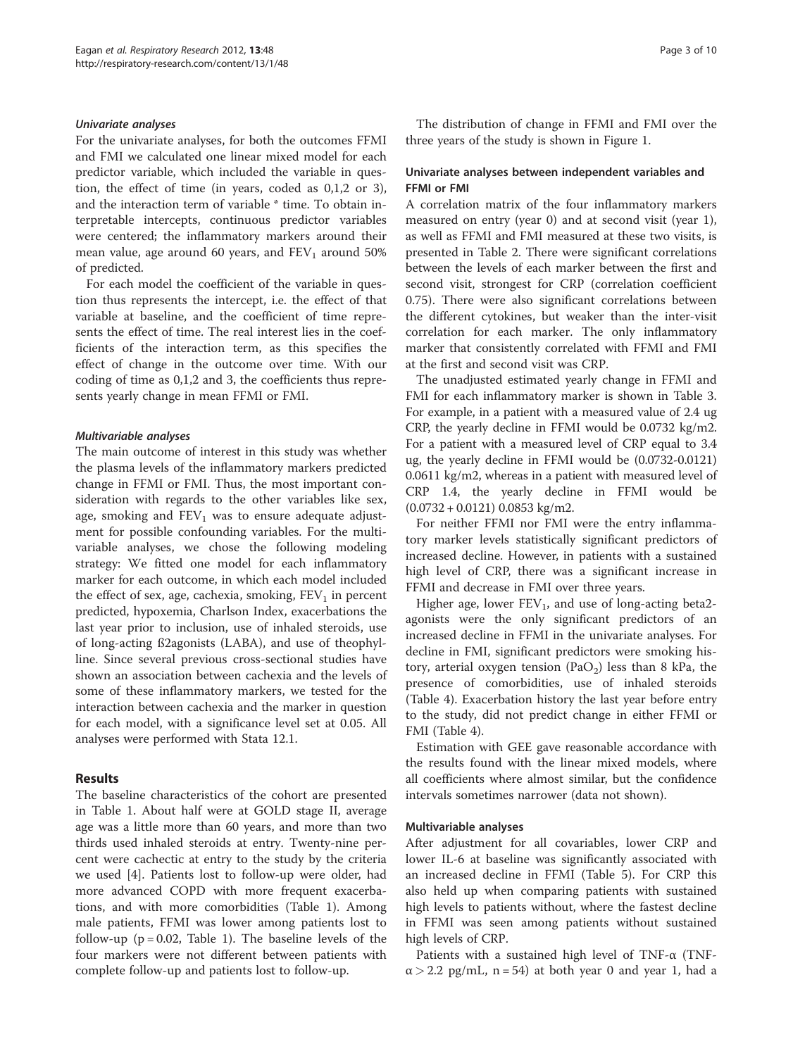#### *Univariate analyses*

For the univariate analyses, for both the outcomes FFMI and FMI we calculated one linear mixed model for each predictor variable, which included the variable in question, the effect of time (in years, coded as 0,1,2 or 3), and the interaction term of variable * time. To obtain interpretable intercepts, continuous predictor variables were centered; the inflammatory markers around their mean value, age around 60 years, and $FEV_1$ around 50% of predicted.

For each model the coefficient of the variable in question thus represents the intercept, i.e. the effect of that variable at baseline, and the coefficient of time represents the effect of time. The real interest lies in the coefficients of the interaction term, as this specifies the effect of change in the outcome over time. With our coding of time as 0,1,2 and 3, the coefficients thus represents yearly change in mean FFMI or FMI.

#### *Multivariable analyses*

The main outcome of interest in this study was whether the plasma levels of the inflammatory markers predicted change in FFMI or FMI. Thus, the most important consideration with regards to the other variables like sex, age, smoking and $FEV_1$ was to ensure adequate adjustment for possible confounding variables. For the multivariable analyses, we chose the following modeling strategy: We fitted one model for each inflammatory marker for each outcome, in which each model included the effect of sex, age, cachexia, smoking, $FEV_1$ in percent predicted, hypoxemia, Charlson Index, exacerbations the last year prior to inclusion, use of inhaled steroids, use of long-acting ß2agonists (LABA), and use of theophylline. Since several previous cross-sectional studies have shown an association between cachexia and the levels of some of these inflammatory markers, we tested for the interaction between cachexia and the marker in question for each model, with a significance level set at 0.05. All analyses were performed with Stata 12.1.

## Results

The baseline characteristics of the cohort are presented in Table 1. About half were at GOLD stage II, average age was a little more than 60 years, and more than two thirds used inhaled steroids at entry. Twenty-nine percent were cachectic at entry to the study by the criteria we used [4]. Patients lost to follow-up were older, had more advanced COPD with more frequent exacerbations, and with more comorbidities (Table 1). Among male patients, FFMI was lower among patients lost to follow-up ($p = 0.02$, Table 1). The baseline levels of the four markers were not different between patients with complete follow-up and patients lost to follow-up.

The distribution of change in FFMI and FMI over the three years of the study is shown in Figure 1.

### Univariate analyses between independent variables and FFMI or FMI

A correlation matrix of the four inflammatory markers measured on entry (year 0) and at second visit (year 1), as well as FFMI and FMI measured at these two visits, is presented in Table 2. There were significant correlations between the levels of each marker between the first and second visit, strongest for CRP (correlation coefficient 0.75). There were also significant correlations between the different cytokines, but weaker than the inter-visit correlation for each marker. The only inflammatory marker that consistently correlated with FFMI and FMI at the first and second visit was CRP.

The unadjusted estimated yearly change in FFMI and FMI for each inflammatory marker is shown in Table 3. For example, in a patient with a measured value of 2.4 ug CRP, the yearly decline in FFMI would be 0.0732 kg/m2. For a patient with a measured level of CRP equal to 3.4 ug, the yearly decline in FFMI would be (0.0732-0.0121) 0.0611 kg/m2, whereas in a patient with measured level of CRP 1.4, the yearly decline in FFMI would be (0.0732 + 0.0121) 0.0853 kg/m2.

For neither FFMI nor FMI were the entry inflammatory marker levels statistically significant predictors of increased decline. However, in patients with a sustained high level of CRP, there was a significant increase in FFMI and decrease in FMI over three years.

Higher age, lower $FEV_1$, and use of long-acting beta2-agonists were the only significant predictors of an increased decline in FFMI in the univariate analyses. For decline in FMI, significant predictors were smoking history, arterial oxygen tension ($PaO_2$) less than 8 kPa, the presence of comorbidities, use of inhaled steroids (Table 4). Exacerbation history the last year before entry to the study, did not predict change in either FFMI or FMI (Table 4).

Estimation with GEE gave reasonable accordance with the results found with the linear mixed models, where all coefficients where almost similar, but the confidence intervals sometimes narrower (data not shown).

### Multivariable analyses

After adjustment for all covariables, lower CRP and lower IL-6 at baseline was significantly associated with an increased decline in FFMI (Table 5). For CRP this also held up when comparing patients with sustained high levels to patients without, where the fastest decline in FFMI was seen among patients without sustained high levels of CRP.

Patients with a sustained high level of TNF-α (TNF-$\alpha > 2.2$ pg/mL, $n = 54$) at both year 0 and year 1, had a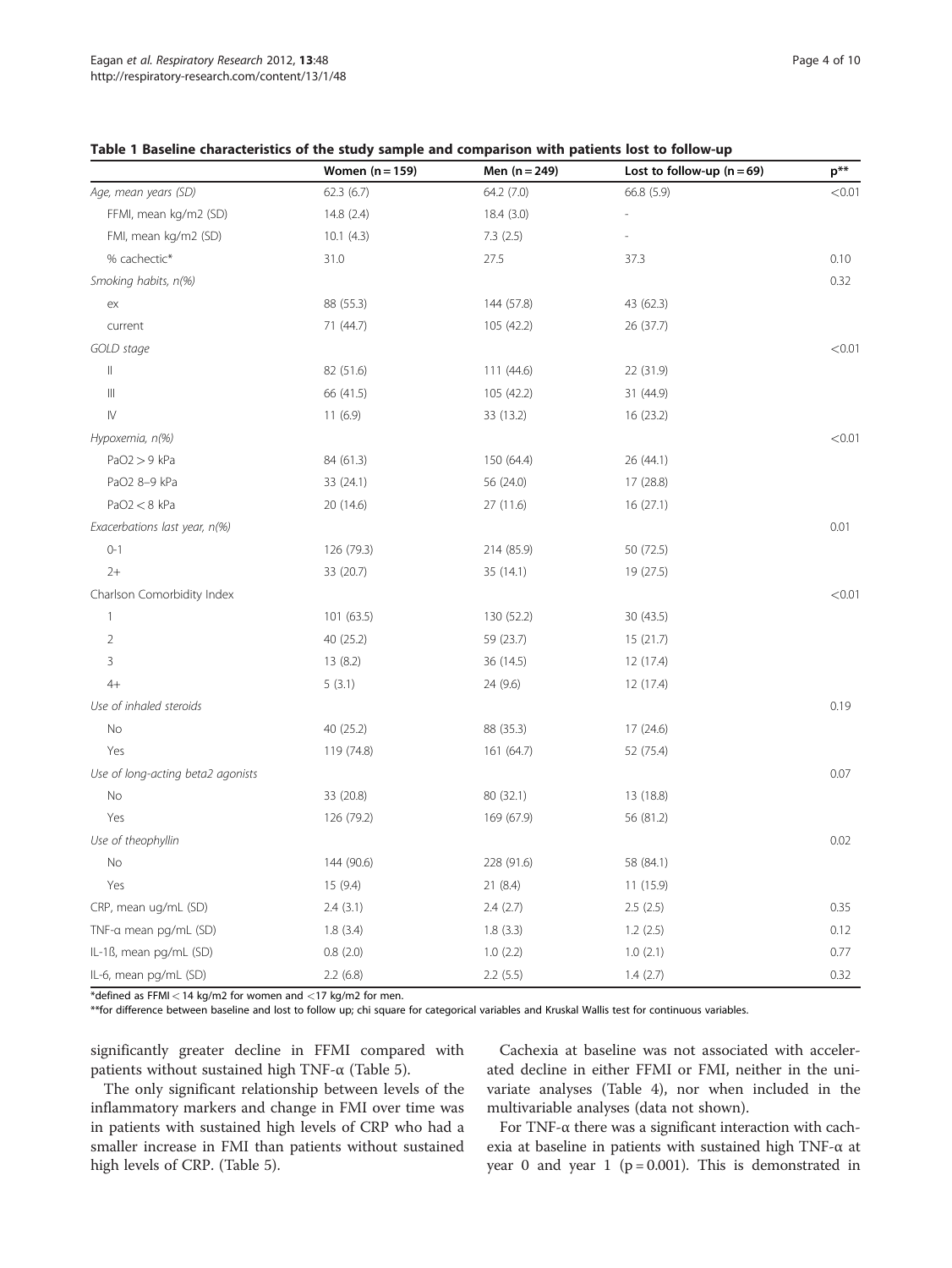**Table 1 Baseline characteristics of the study sample and comparison with patients lost to follow-up**

| | Women (n = 159) | Men (n = 249) | Lost to follow-up (n = 69) | p** |
|---|---|---|---|---|
| *Age, mean years (SD)* | 62.3 (6.7) | 64.2 (7.0) | 66.8 (5.9) | <0.01 |
| FFMI, mean kg/m2 (SD) | 14.8 (2.4) | 18.4 (3.0) | - | |
| FMI, mean kg/m2 (SD) | 10.1 (4.3) | 7.3 (2.5) | - | |
| % cachectic* | 31.0 | 27.5 | 37.3 | 0.10 |
| *Smoking habits, n(%)* | | | | 0.32 |
| ex | 88 (55.3) | 144 (57.8) | 43 (62.3) | |
| current | 71 (44.7) | 105 (42.2) | 26 (37.7) | |
| *GOLD stage* | | | | <0.01 |
| II | 82 (51.6) | 111 (44.6) | 22 (31.9) | |
| III | 66 (41.5) | 105 (42.2) | 31 (44.9) | |
| IV | 11 (6.9) | 33 (13.2) | 16 (23.2) | |
| *Hypoxemia, n(%)* | | | | <0.01 |
| PaO2 > 9 kPa | 84 (61.3) | 150 (64.4) | 26 (44.1) | |
| PaO2 8–9 kPa | 33 (24.1) | 56 (24.0) | 17 (28.8) | |
| PaO2 < 8 kPa | 20 (14.6) | 27 (11.6) | 16 (27.1) | |
| *Exacerbations last year, n(%)* | | | | 0.01 |
| 0-1 | 126 (79.3) | 214 (85.9) | 50 (72.5) | |
| 2+ | 33 (20.7) | 35 (14.1) | 19 (27.5) | |
| Charlson Comorbidity Index | | | | <0.01 |
| 1 | 101 (63.5) | 130 (52.2) | 30 (43.5) | |
| 2 | 40 (25.2) | 59 (23.7) | 15 (21.7) | |
| 3 | 13 (8.2) | 36 (14.5) | 12 (17.4) | |
| 4+ | 5 (3.1) | 24 (9.6) | 12 (17.4) | |
| *Use of inhaled steroids* | | | | 0.19 |
| No | 40 (25.2) | 88 (35.3) | 17 (24.6) | |
| Yes | 119 (74.8) | 161 (64.7) | 52 (75.4) | |
| *Use of long-acting beta2 agonists* | | | | 0.07 |
| No | 33 (20.8) | 80 (32.1) | 13 (18.8) | |
| Yes | 126 (79.2) | 169 (67.9) | 56 (81.2) | |
| *Use of theophyllin* | | | | 0.02 |
| No | 144 (90.6) | 228 (91.6) | 58 (84.1) | |
| Yes | 15 (9.4) | 21 (8.4) | 11 (15.9) | |
| CRP, mean ug/mL (SD) | 2.4 (3.1) | 2.4 (2.7) | 2.5 (2.5) | 0.35 |
| TNF-α mean pg/mL (SD) | 1.8 (3.4) | 1.8 (3.3) | 1.2 (2.5) | 0.12 |
| IL-1ß, mean pg/mL (SD) | 0.8 (2.0) | 1.0 (2.2) | 1.0 (2.1) | 0.77 |
| IL-6, mean pg/mL (SD) | 2.2 (6.8) | 2.2 (5.5) | 1.4 (2.7) | 0.32 |

*defined as FFMI < 14 kg/m2 for women and < 17 kg/m2 for men.
**for difference between baseline and lost to follow up; chi square for categorical variables and Kruskal Wallis test for continuous variables.

significantly greater decline in FFMI compared with patients without sustained high TNF-α (Table 5).

The only significant relationship between levels of the inflammatory markers and change in FMI over time was in patients with sustained high levels of CRP who had a smaller increase in FMI than patients without sustained high levels of CRP. (Table 5).

Cachexia at baseline was not associated with accelerated decline in either FFMI or FMI, neither in the univariate analyses (Table 4), nor when included in the multivariable analyses (data not shown).

For TNF-α there was a significant interaction with cachexia at baseline in patients with sustained high TNF-α at year 0 and year 1 ($p = 0.001$). This is demonstrated in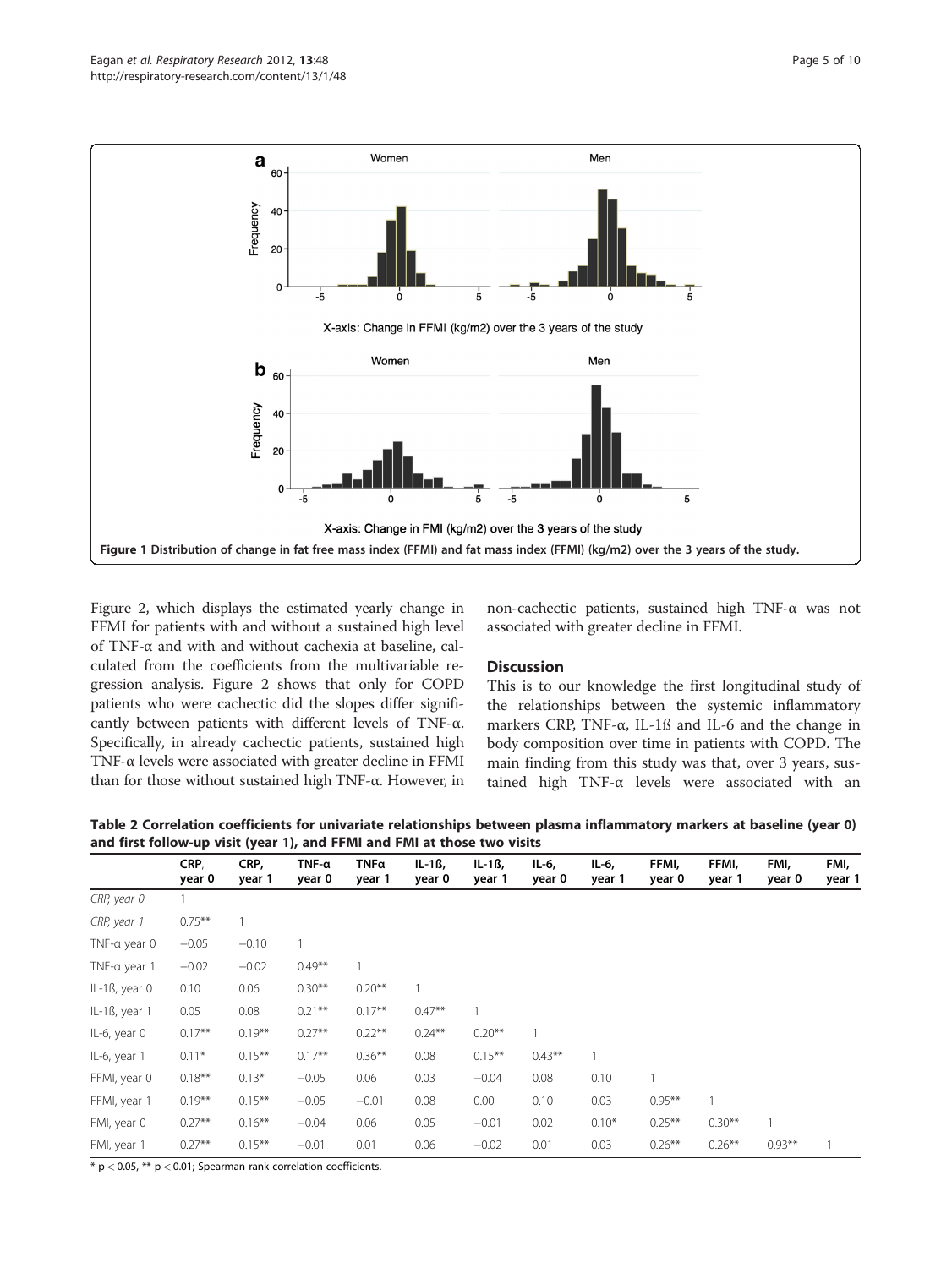Figure 1 Distribution of change in fat free mass index (FFMI) and fat mass index (FFMI) (kg/m2) over the 3 years of the study.

Figure 2, which displays the estimated yearly change in FFMI for patients with and without a sustained high level of TNF-α and with and without cachexia at baseline, calculated from the coefficients from the multivariable regression analysis. Figure 2 shows that only for COPD patients who were cachectic did the slopes differ significantly between patients with different levels of TNF-α. Specifically, in already cachectic patients, sustained high TNF-α levels were associated with greater decline in FFMI than for those without sustained high TNF-α. However, in non-cachectic patients, sustained high TNF-α was not associated with greater decline in FFMI.

## Discussion

This is to our knowledge the first longitudinal study of the relationships between the systemic inflammatory markers CRP, TNF-α, IL-1ß and IL-6 and the change in body composition over time in patients with COPD. The main finding from this study was that, over 3 years, sustained high TNF-α levels were associated with an

**Table 2 Correlation coefficients for univariate relationships between plasma inflammatory markers at baseline (year 0) and first follow-up visit (year 1), and FFMI and FMI at those two visits**

| | CRP, year 0 | CRP, year 1 | TNF-α year 0 | TNFα year 1 | IL-1ß, year 0 | IL-1ß, year 1 | IL-6, year 0 | IL-6, year 1 | FFMI, year 0 | FFMI, year 1 | FMI, year 0 | FMI, year 1 |
|---|---|---|---|---|---|---|---|---|---|---|---|---|
| *CRP, year 0* | 1 | | | | | | | | | | | |
| *CRP, year 1* | 0.75** | 1 | | | | | | | | | | |
| TNF-α year 0 | −0.05 | −0.10 | 1 | | | | | | | | | |
| TNF-α year 1 | −0.02 | −0.02 | 0.49** | 1 | | | | | | | | |
| IL-1ß, year 0 | 0.10 | 0.06 | 0.30** | 0.20** | 1 | | | | | | | |
| IL-1ß, year 1 | 0.05 | 0.08 | 0.21** | 0.17** | 0.47** | 1 | | | | | | |
| IL-6, year 0 | 0.17** | 0.19** | 0.27** | 0.22** | 0.24** | 0.20** | 1 | | | | | |
| IL-6, year 1 | 0.11* | 0.15** | 0.17** | 0.36** | 0.08 | 0.15** | 0.43** | 1 | | | | |
| FFMI, year 0 | 0.18** | 0.13* | −0.05 | 0.06 | 0.03 | −0.04 | 0.08 | 0.10 | 1 | | | |
| FFMI, year 1 | 0.19** | 0.15** | −0.05 | −0.01 | 0.08 | 0.00 | 0.10 | 0.03 | 0.95** | 1 | | |
| FMI, year 0 | 0.27** | 0.16** | −0.04 | 0.06 | 0.05 | −0.01 | 0.02 | 0.10* | 0.25** | 0.30** | 1 | |
| FMI, year 1 | 0.27** | 0.15** | −0.01 | 0.01 | 0.06 | −0.02 | 0.01 | 0.03 | 0.26** | 0.26** | 0.93** | 1 |

* $p < 0.05$, ** $p < 0.01$; Spearman rank correlation coefficients.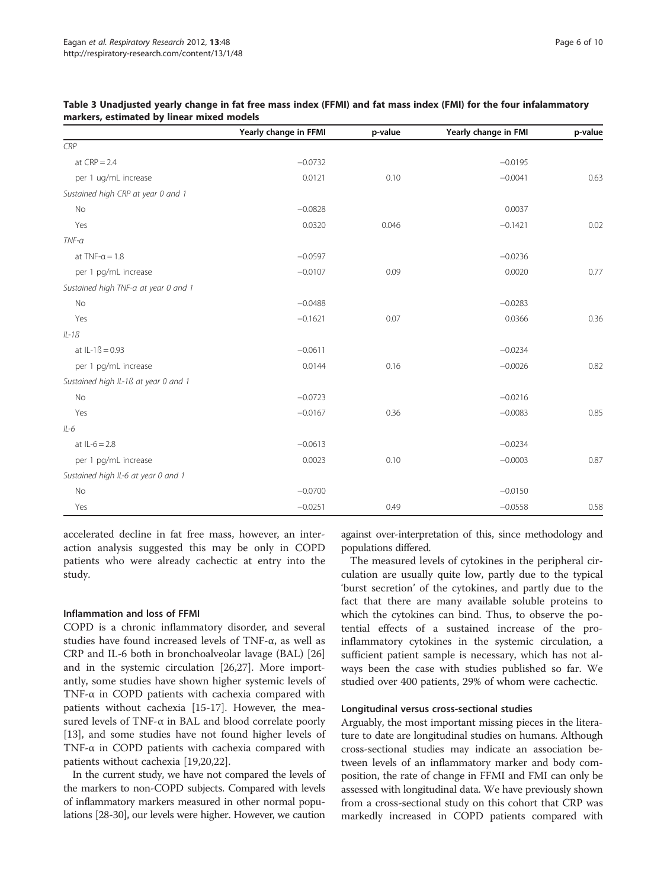**Table 3 Unadjusted yearly change in fat free mass index (FFMI) and fat mass index (FMI) for the four infalammatory markers, estimated by linear mixed models**

| | Yearly change in FFMI | p-value | Yearly change in FMI | p-value |
|---|---|---|---|---|
| *CRP* | | | | |
| at CRP = 2.4 | −0.0732 | | −0.0195 | |
| per 1 ug/mL increase | 0.0121 | 0.10 | −0.0041 | 0.63 |
| *Sustained high CRP at year 0 and 1* | | | | |
| No | −0.0828 | | 0.0037 | |
| Yes | 0.0320 | 0.046 | −0.1421 | 0.02 |
| *TNF-α* | | | | |
| at TNF-α = 1.8 | −0.0597 | | −0.0236 | |
| per 1 pg/mL increase | −0.0107 | 0.09 | 0.0020 | 0.77 |
| *Sustained high TNF-α at year 0 and 1* | | | | |
| No | −0.0488 | | −0.0283 | |
| Yes | −0.1621 | 0.07 | 0.0366 | 0.36 |
| *IL-1ß* | | | | |
| at IL-1ß = 0.93 | −0.0611 | | −0.0234 | |
| per 1 pg/mL increase | 0.0144 | 0.16 | −0.0026 | 0.82 |
| *Sustained high IL-1ß at year 0 and 1* | | | | |
| No | −0.0723 | | −0.0216 | |
| Yes | −0.0167 | 0.36 | −0.0083 | 0.85 |
| *IL-6* | | | | |
| at IL-6 = 2.8 | −0.0613 | | −0.0234 | |
| per 1 pg/mL increase | 0.0023 | 0.10 | −0.0003 | 0.87 |
| *Sustained high IL-6 at year 0 and 1* | | | | |
| No | −0.0700 | | −0.0150 | |
| Yes | −0.0251 | 0.49 | −0.0558 | 0.58 |

accelerated decline in fat free mass, however, an interaction analysis suggested this may be only in COPD patients who were already cachectic at entry into the study.

#### Inflammation and loss of FFMI

COPD is a chronic inflammatory disorder, and several studies have found increased levels of TNF-α, as well as CRP and IL-6 both in bronchoalveolar lavage (BAL) [26] and in the systemic circulation [26,27]. More importantly, some studies have shown higher systemic levels of TNF-α in COPD patients with cachexia compared with patients without cachexia [15-17]. However, the measured levels of TNF-α in BAL and blood correlate poorly [13], and some studies have not found higher levels of TNF-α in COPD patients with cachexia compared with patients without cachexia [19,20,22].

In the current study, we have not compared the levels of the markers to non-COPD subjects. Compared with levels of inflammatory markers measured in other normal populations [28-30], our levels were higher. However, we caution against over-interpretation of this, since methodology and populations differed.

The measured levels of cytokines in the peripheral circulation are usually quite low, partly due to the typical 'burst secretion' of the cytokines, and partly due to the fact that there are many available soluble proteins to which the cytokines can bind. Thus, to observe the potential effects of a sustained increase of the pro-inflammatory cytokines in the systemic circulation, a sufficient patient sample is necessary, which has not always been the case with studies published so far. We studied over 400 patients, 29% of whom were cachectic.

#### Longitudinal versus cross-sectional studies

Arguably, the most important missing pieces in the literature to date are longitudinal studies on humans. Although cross-sectional studies may indicate an association between levels of an inflammatory marker and body composition, the rate of change in FFMI and FMI can only be assessed with longitudinal data. We have previously shown from a cross-sectional study on this cohort that CRP was markedly increased in COPD patients compared with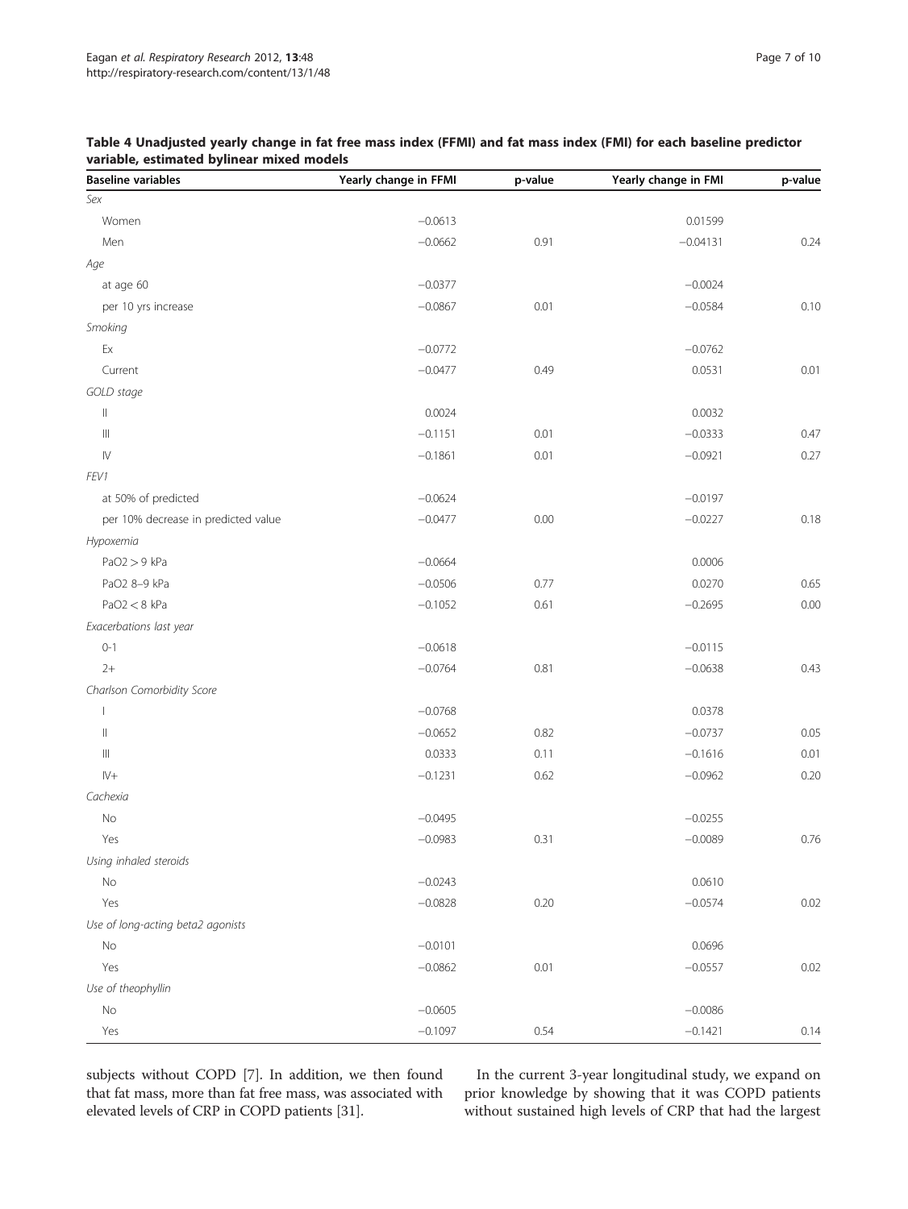**Table 4 Unadjusted yearly change in fat free mass index (FFMI) and fat mass index (FMI) for each baseline predictor variable, estimated bylinear mixed models**

| Baseline variables | Yearly change in FFMI | p-value | Yearly change in FMI | p-value |
|---|---|---|---|---|
| *Sex* | | | | |
| Women | −0.0613 | | 0.01599 | |
| Men | −0.0662 | 0.91 | −0.04131 | 0.24 |
| *Age* | | | | |
| at age 60 | −0.0377 | | −0.0024 | |
| per 10 yrs increase | −0.0867 | 0.01 | −0.0584 | 0.10 |
| *Smoking* | | | | |
| Ex | −0.0772 | | −0.0762 | |
| Current | −0.0477 | 0.49 | 0.0531 | 0.01 |
| *GOLD stage* | | | | |
| II | 0.0024 | | 0.0032 | |
| III | −0.1151 | 0.01 | −0.0333 | 0.47 |
| IV | −0.1861 | 0.01 | −0.0921 | 0.27 |
| *FEV1* | | | | |
| at 50% of predicted | −0.0624 | | −0.0197 | |
| per 10% decrease in predicted value | −0.0477 | 0.00 | −0.0227 | 0.18 |
| *Hypoxemia* | | | | |
| PaO2 > 9 kPa | −0.0664 | | 0.0006 | |
| PaO2 8–9 kPa | −0.0506 | 0.77 | 0.0270 | 0.65 |
| PaO2 < 8 kPa | −0.1052 | 0.61 | −0.2695 | 0.00 |
| *Exacerbations last year* | | | | |
| 0-1 | −0.0618 | | −0.0115 | |
| 2+ | −0.0764 | 0.81 | −0.0638 | 0.43 |
| *Charlson Comorbidity Score* | | | | |
| I | −0.0768 | | 0.0378 | |
| II | −0.0652 | 0.82 | −0.0737 | 0.05 |
| III | 0.0333 | 0.11 | −0.1616 | 0.01 |
| IV+ | −0.1231 | 0.62 | −0.0962 | 0.20 |
| *Cachexia* | | | | |
| No | −0.0495 | | −0.0255 | |
| Yes | −0.0983 | 0.31 | −0.0089 | 0.76 |
| *Using inhaled steroids* | | | | |
| No | −0.0243 | | 0.0610 | |
| Yes | −0.0828 | 0.20 | −0.0574 | 0.02 |
| *Use of long-acting beta2 agonists* | | | | |
| No | −0.0101 | | 0.0696 | |
| Yes | −0.0862 | 0.01 | −0.0557 | 0.02 |
| *Use of theophyllin* | | | | |
| No | −0.0605 | | −0.0086 | |
| Yes | −0.1097 | 0.54 | −0.1421 | 0.14 |

subjects without COPD [7]. In addition, we then found that fat mass, more than fat free mass, was associated with elevated levels of CRP in COPD patients [31].

In the current 3-year longitudinal study, we expand on prior knowledge by showing that it was COPD patients without sustained high levels of CRP that had the largest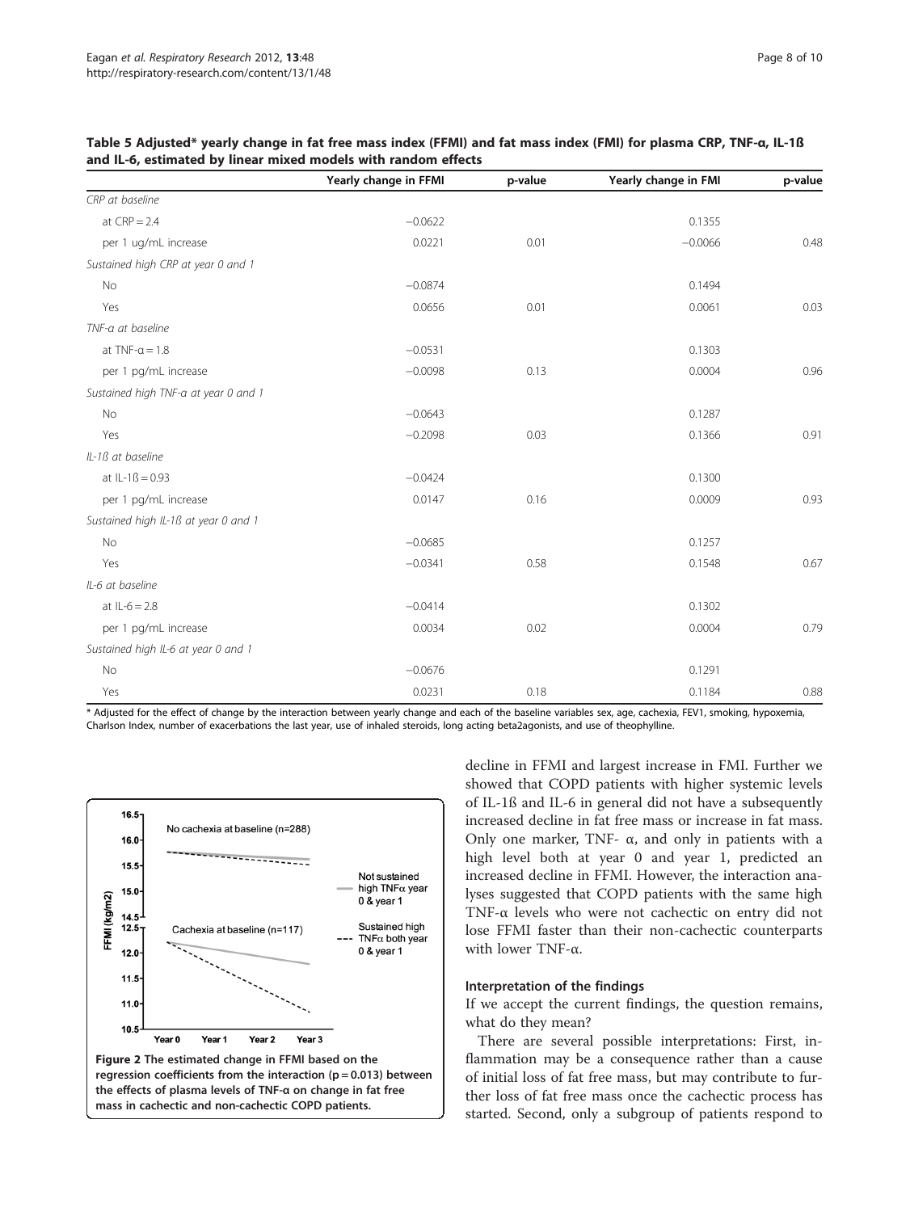**Table 5 Adjusted* yearly change in fat free mass index (FFMI) and fat mass index (FMI) for plasma CRP, TNF-α, IL-1ß and IL-6, estimated by linear mixed models with random effects**

| | Yearly change in FFMI | p-value | Yearly change in FMI | p-value |
|---|---|---|---|---|
| *CRP at baseline* | | | | |
| at CRP = 2.4 | −0.0622 | | 0.1355 | |
| per 1 ug/mL increase | 0.0221 | 0.01 | −0.0066 | 0.48 |
| *Sustained high CRP at year 0 and 1* | | | | |
| No | −0.0874 | | 0.1494 | |
| Yes | 0.0656 | 0.01 | 0.0061 | 0.03 |
| *TNF-α at baseline* | | | | |
| at TNF-α = 1.8 | −0.0531 | | 0.1303 | |
| per 1 pg/mL increase | −0.0098 | 0.13 | 0.0004 | 0.96 |
| *Sustained high TNF-α at year 0 and 1* | | | | |
| No | −0.0643 | | 0.1287 | |
| Yes | −0.2098 | 0.03 | 0.1366 | 0.91 |
| *IL-1ß at baseline* | | | | |
| at IL-1ß = 0.93 | −0.0424 | | 0.1300 | |
| per 1 pg/mL increase | 0.0147 | 0.16 | 0.0009 | 0.93 |
| *Sustained high IL-1ß at year 0 and 1* | | | | |
| No | −0.0685 | | 0.1257 | |
| Yes | −0.0341 | 0.58 | 0.1548 | 0.67 |
| *IL-6 at baseline* | | | | |
| at IL-6 = 2.8 | −0.0414 | | 0.1302 | |
| per 1 pg/mL increase | 0.0034 | 0.02 | 0.0004 | 0.79 |
| *Sustained high IL-6 at year 0 and 1* | | | | |
| No | −0.0676 | | 0.1291 | |
| Yes | 0.0231 | 0.18 | 0.1184 | 0.88 |

\* Adjusted for the effect of change by the interaction between yearly change and each of the baseline variables sex, age, cachexia, FEV1, smoking, hypoxemia, Charlson Index, number of exacerbations the last year, use of inhaled steroids, long acting beta2agonists, and use of theophylline.

**Figure 2 The estimated change in FFMI based on the regression coefficients from the interaction (p = 0.013) between the effects of plasma levels of TNF-α on change in fat free mass in cachectic and non-cachectic COPD patients.**

decline in FFMI and largest increase in FMI. Further we showed that COPD patients with higher systemic levels of IL-1ß and IL-6 in general did not have a subsequently increased decline in fat free mass or increase in fat mass. Only one marker, TNF- α, and only in patients with a high level both at year 0 and year 1, predicted an increased decline in FFMI. However, the interaction analyses suggested that COPD patients with the same high TNF-α levels who were not cachectic on entry did not lose FFMI faster than their non-cachectic counterparts with lower TNF-α.

### Interpretation of the findings

If we accept the current findings, the question remains, what do they mean?

There are several possible interpretations: First, inflammation may be a consequence rather than a cause of initial loss of fat free mass, but may contribute to further loss of fat free mass once the cachectic process has started. Second, only a subgroup of patients respond to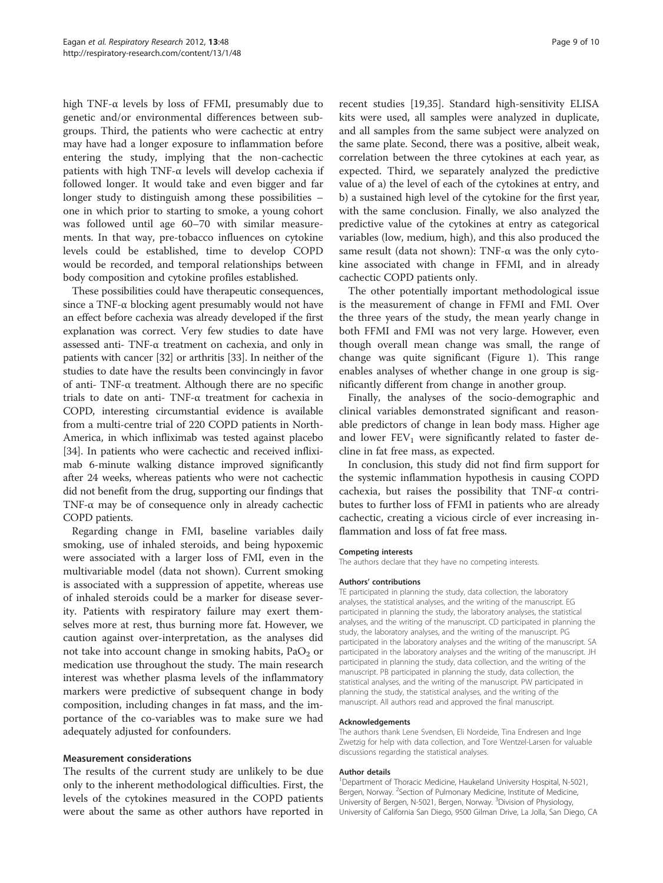high TNF-α levels by loss of FFMI, presumably due to genetic and/or environmental differences between subgroups. Third, the patients who were cachectic at entry may have had a longer exposure to inflammation before entering the study, implying that the non-cachectic patients with high TNF-α levels will develop cachexia if followed longer. It would take and even bigger and far longer study to distinguish among these possibilities – one in which prior to starting to smoke, a young cohort was followed until age 60–70 with similar measurements. In that way, pre-tobacco influences on cytokine levels could be established, time to develop COPD would be recorded, and temporal relationships between body composition and cytokine profiles established.

These possibilities could have therapeutic consequences, since a TNF-α blocking agent presumably would not have an effect before cachexia was already developed if the first explanation was correct. Very few studies to date have assessed anti- TNF-α treatment on cachexia, and only in patients with cancer [32] or arthritis [33]. In neither of the studies to date have the results been convincingly in favor of anti- TNF-α treatment. Although there are no specific trials to date on anti- TNF-α treatment for cachexia in COPD, interesting circumstantial evidence is available from a multi-centre trial of 220 COPD patients in North-America, in which infliximab was tested against placebo [34]. In patients who were cachectic and received infliximab 6-minute walking distance improved significantly after 24 weeks, whereas patients who were not cachectic did not benefit from the drug, supporting our findings that TNF-α may be of consequence only in already cachectic COPD patients.

Regarding change in FMI, baseline variables daily smoking, use of inhaled steroids, and being hypoxemic were associated with a larger loss of FMI, even in the multivariable model (data not shown). Current smoking is associated with a suppression of appetite, whereas use of inhaled steroids could be a marker for disease severity. Patients with respiratory failure may exert themselves more at rest, thus burning more fat. However, we caution against over-interpretation, as the analyses did not take into account change in smoking habits, $PaO_2$ or medication use throughout the study. The main research interest was whether plasma levels of the inflammatory markers were predictive of subsequent change in body composition, including changes in fat mass, and the importance of the co-variables was to make sure we had adequately adjusted for confounders.

### Measurement considerations

The results of the current study are unlikely to be due only to the inherent methodological difficulties. First, the levels of the cytokines measured in the COPD patients were about the same as other authors have reported in recent studies [19,35]. Standard high-sensitivity ELISA kits were used, all samples were analyzed in duplicate, and all samples from the same subject were analyzed on the same plate. Second, there was a positive, albeit weak, correlation between the three cytokines at each year, as expected. Third, we separately analyzed the predictive value of a) the level of each of the cytokines at entry, and b) a sustained high level of the cytokine for the first year, with the same conclusion. Finally, we also analyzed the predictive value of the cytokines at entry as categorical variables (low, medium, high), and this also produced the same result (data not shown): TNF-α was the only cytokine associated with change in FFMI, and in already cachectic COPD patients only.

The other potentially important methodological issue is the measurement of change in FFMI and FMI. Over the three years of the study, the mean yearly change in both FFMI and FMI was not very large. However, even though overall mean change was small, the range of change was quite significant (Figure 1). This range enables analyses of whether change in one group is significantly different from change in another group.

Finally, the analyses of the socio-demographic and clinical variables demonstrated significant and reasonable predictors of change in lean body mass. Higher age and lower $FEV_1$ were significantly related to faster decline in fat free mass, as expected.

In conclusion, this study did not find firm support for the systemic inflammation hypothesis in causing COPD cachexia, but raises the possibility that TNF-α contributes to further loss of FFMI in patients who are already cachectic, creating a vicious circle of ever increasing inflammation and loss of fat free mass.

#### Competing interests
The authors declare that they have no competing interests.

#### Authors' contributions
TE participated in planning the study, data collection, the laboratory analyses, the statistical analyses, and the writing of the manuscript. EG participated in planning the study, the laboratory analyses, the statistical analyses, and the writing of the manuscript. CD participated in planning the study, the laboratory analyses, and the writing of the manuscript. PG participated in the laboratory analyses and the writing of the manuscript. SA participated in the laboratory analyses and the writing of the manuscript. JH participated in planning the study, data collection, and the writing of the manuscript. PB participated in planning the study, data collection, the statistical analyses, and the writing of the manuscript. PW participated in planning the study, the statistical analyses, and the writing of the manuscript. All authors read and approved the final manuscript.

#### Acknowledgements
The authors thank Lene Svendsen, Eli Nordeide, Tina Endresen and Inge Zwetzig for help with data collection, and Tore Wentzel-Larsen for valuable discussions regarding the statistical analyses.

#### Author details
[1]Department of Thoracic Medicine, Haukeland University Hospital, N-5021, Bergen, Norway. [2]Section of Pulmonary Medicine, Institute of Medicine, University of Bergen, N-5021, Bergen, Norway. [3]Division of Physiology, University of California San Diego, 9500 Gilman Drive, La Jolla, San Diego, CA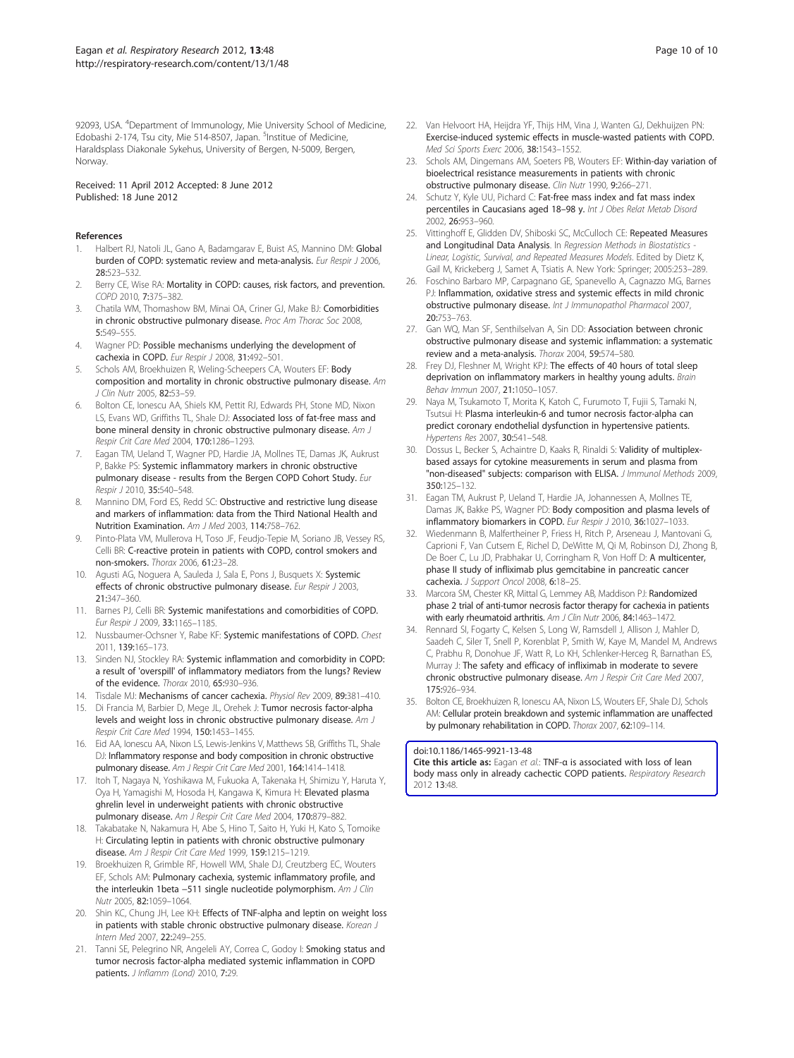92093, USA. [4]Department of Immunology, Mie University School of Medicine, Edobashi 2-174, Tsu city, Mie 514-8507, Japan. [5]Institue of Medicine, Haraldsplass Diakonale Sykehus, University of Bergen, N-5009, Bergen, Norway.

Received: 11 April 2012 Accepted: 8 June 2012
Published: 18 June 2012

## References

1. Halbert RJ, Natoli JL, Gano A, Badamgarav E, Buist AS, Mannino DM: **Global burden of COPD: systematic review and meta-analysis.** *Eur Respir J* 2006, **28:**523–532.
2. Berry CE, Wise RA: **Mortality in COPD: causes, risk factors, and prevention.** *COPD* 2010, **7:**375–382.
3. Chatila WM, Thomashow BM, Minai OA, Criner GJ, Make BJ: **Comorbidities in chronic obstructive pulmonary disease.** *Proc Am Thorac Soc* 2008, **5:**549–555.
4. Wagner PD: **Possible mechanisms underlying the development of cachexia in COPD.** *Eur Respir J* 2008, **31:**492–501.
5. Schols AM, Broekhuizen R, Weling-Scheepers CA, Wouters EF: **Body composition and mortality in chronic obstructive pulmonary disease.** *Am J Clin Nutr* 2005, **82:**53–59.
6. Bolton CE, Ionescu AA, Shiels KM, Pettit RJ, Edwards PH, Stone MD, Nixon LS, Evans WD, Griffiths TL, Shale DJ: **Associated loss of fat-free mass and bone mineral density in chronic obstructive pulmonary disease.** *Am J Respir Crit Care Med* 2004, **170:**1286–1293.
7. Eagan TM, Ueland T, Wagner PD, Hardie JA, Mollnes TE, Damas JK, Aukrust P, Bakke PS: **Systemic inflammatory markers in chronic obstructive pulmonary disease - results from the Bergen COPD Cohort Study.** *Eur Respir J* 2010, **35:**540–548.
8. Mannino DM, Ford ES, Redd SC: **Obstructive and restrictive lung disease and markers of inflammation: data from the Third National Health and Nutrition Examination.** *Am J Med* 2003, **114:**758–762.
9. Pinto-Plata VM, Mullerova H, Toso JF, Feudjo-Tepie M, Soriano JB, Vessey RS, Celli BR: **C-reactive protein in patients with COPD, control smokers and non-smokers.** *Thorax* 2006, **61:**23–28.
10. Agusti AG, Noguera A, Sauleda J, Sala E, Pons J, Busquets X: **Systemic effects of chronic obstructive pulmonary disease.** *Eur Respir J* 2003, **21:**347–360.
11. Barnes PJ, Celli BR: **Systemic manifestations and comorbidities of COPD.** *Eur Respir J* 2009, **33:**1165–1185.
12. Nussbaumer-Ochsner Y, Rabe KF: **Systemic manifestations of COPD.** *Chest* 2011, **139:**165–173.
13. Sinden NJ, Stockley RA: **Systemic inflammation and comorbidity in COPD: a result of 'overspill' of inflammatory mediators from the lungs? Review of the evidence.** *Thorax* 2010, **65:**930–936.
14. Tisdale MJ: **Mechanisms of cancer cachexia.** *Physiol Rev* 2009, **89:**381–410.
15. Di Francia M, Barbier D, Mege JL, Orehek J: **Tumor necrosis factor-alpha levels and weight loss in chronic obstructive pulmonary disease.** *Am J Respir Crit Care Med* 1994, **150:**1453–1455.
16. Eid AA, Ionescu AA, Nixon LS, Lewis-Jenkins V, Matthews SB, Griffiths TL, Shale DJ: **Inflammatory response and body composition in chronic obstructive pulmonary disease.** *Am J Respir Crit Care Med* 2001, **164:**1414–1418.
17. Itoh T, Nagaya N, Yoshikawa M, Fukuoka A, Takenaka H, Shimizu Y, Haruta Y, Oya H, Yamagishi M, Hosoda H, Kangawa K, Kimura H: **Elevated plasma ghrelin level in underweight patients with chronic obstructive pulmonary disease.** *Am J Respir Crit Care Med* 2004, **170:**879–882.
18. Takabatake N, Nakamura H, Abe S, Hino T, Saito H, Yuki H, Kato S, Tomoike H: **Circulating leptin in patients with chronic obstructive pulmonary disease.** *Am J Respir Crit Care Med* 1999, **159:**1215–1219.
19. Broekhuizen R, Grimble RF, Howell WM, Shale DJ, Creutzberg EC, Wouters EF, Schols AM: **Pulmonary cachexia, systemic inflammatory profile, and the interleukin 1beta −511 single nucleotide polymorphism.** *Am J Clin Nutr* 2005, **82:**1059–1064.
20. Shin KC, Chung JH, Lee KH: **Effects of TNF-alpha and leptin on weight loss in patients with stable chronic obstructive pulmonary disease.** *Korean J Intern Med* 2007, **22:**249–255.
21. Tanni SE, Pelegrino NR, Angeleli AY, Correa C, Godoy I: **Smoking status and tumor necrosis factor-alpha mediated systemic inflammation in COPD patients.** *J Inflamm (Lond)* 2010, **7:**29.
22. Van Helvoort HA, Heijdra YF, Thijs HM, Vina J, Wanten GJ, Dekhuijzen PN: **Exercise-induced systemic effects in muscle-wasted patients with COPD.** *Med Sci Sports Exerc* 2006, **38:**1543–1552.
23. Schols AM, Dingemans AM, Soeters PB, Wouters EF: **Within-day variation of bioelectrical resistance measurements in patients with chronic obstructive pulmonary disease.** *Clin Nutr* 1990, **9:**266–271.
24. Schutz Y, Kyle UU, Pichard C: **Fat-free mass index and fat mass index percentiles in Caucasians aged 18–98 y.** *Int J Obes Relat Metab Disord* 2002, **26:**953–960.
25. Vittinghoff E, Glidden DV, Shiboski SC, McCulloch CE: **Repeated Measures and Longitudinal Data Analysis.** In *Regression Methods in Biostatistics - Linear, Logistic, Survival, and Repeated Measures Models*. Edited by Dietz K, Gail M, Krickeberg J, Samet A, Tsiatis A. New York: Springer; 2005:253–289.
26. Foschino Barbaro MP, Carpagnano GE, Spanevello A, Cagnazzo MG, Barnes PJ: **Inflammation, oxidative stress and systemic effects in mild chronic obstructive pulmonary disease.** *Int J Immunopathol Pharmacol* 2007, **20:**753–763.
27. Gan WQ, Man SF, Senthilselvan A, Sin DD: **Association between chronic obstructive pulmonary disease and systemic inflammation: a systematic review and a meta-analysis.** *Thorax* 2004, **59:**574–580.
28. Frey DJ, Fleshner M, Wright KPJ: **The effects of 40 hours of total sleep deprivation on inflammatory markers in healthy young adults.** *Brain Behav Immun* 2007, **21:**1050–1057.
29. Naya M, Tsukamoto T, Morita K, Katoh C, Furumoto T, Fujii S, Tamaki N, Tsutsui H: **Plasma interleukin-6 and tumor necrosis factor-alpha can predict coronary endothelial dysfunction in hypertensive patients.** *Hypertens Res* 2007, **30:**541–548.
30. Dossus L, Becker S, Achaintre D, Kaaks R, Rinaldi S: **Validity of multiplex-based assays for cytokine measurements in serum and plasma from "non-diseased" subjects: comparison with ELISA.** *J Immunol Methods* 2009, **350:**125–132.
31. Eagan TM, Aukrust P, Ueland T, Hardie JA, Johannessen A, Mollnes TE, Damas JK, Bakke PS, Wagner PD: **Body composition and plasma levels of inflammatory biomarkers in COPD.** *Eur Respir J* 2010, **36:**1027–1033.
32. Wiedenmann B, Malfertheiner P, Friess H, Ritch P, Arseneau J, Mantovani G, Caprioni F, Van Cutsem E, Richel D, DeWitte M, Qi M, Robinson DJ, Zhong B, De Boer C, Lu JD, Prabhakar U, Corringham R, Von Hoff D: **A multicenter, phase II study of infliximab plus gemcitabine in pancreatic cancer cachexia.** *J Support Oncol* 2008, **6:**18–25.
33. Marcora SM, Chester KR, Mittal G, Lemmey AB, Maddison PJ: **Randomized phase 2 trial of anti-tumor necrosis factor therapy for cachexia in patients with early rheumatoid arthritis.** *Am J Clin Nutr* 2006, **84:**1463–1472.
34. Rennard SI, Fogarty C, Kelsen S, Long W, Ramsdell J, Allison J, Mahler D, Saadeh C, Siler T, Snell P, Korenblat P, Smith W, Kaye M, Mandel M, Andrews C, Prabhu R, Donohue JF, Watt R, Lo KH, Schlenker-Herceg R, Barnathan ES, Murray J: **The safety and efficacy of infliximab in moderate to severe chronic obstructive pulmonary disease.** *Am J Respir Crit Care Med* 2007, **175:**926–934.
35. Bolton CE, Broekhuizen R, Ionescu AA, Nixon LS, Wouters EF, Shale DJ, Schols AM: **Cellular protein breakdown and systemic inflammation are unaffected by pulmonary rehabilitation in COPD.** *Thorax* 2007, **62:**109–114.

doi:10.1186/1465-9921-13-48
**Cite this article as:** Eagan *et al.*: TNF-α is associated with loss of lean body mass only in already cachectic COPD patients. *Respiratory Research* 2012 **13**:48.